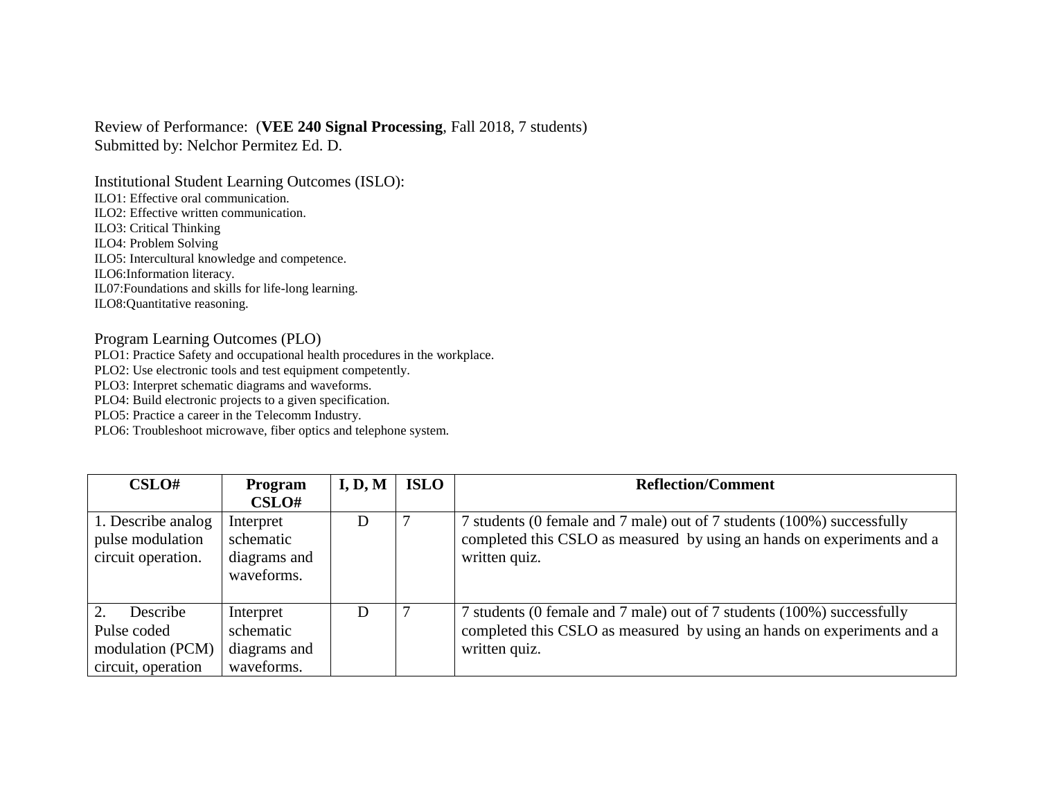Review of Performance: (**VEE 240 Signal Processing**, Fall 2018, 7 students)
Submitted by: Nelchor Permitez Ed. D.

Institutional Student Learning Outcomes (ISLO):

ILO1: Effective oral communication.
ILO2: Effective written communication.
ILO3: Critical Thinking
ILO4: Problem Solving
ILO5: Intercultural knowledge and competence.
ILO6:Information literacy.
IL07:Foundations and skills for life-long learning.
ILO8:Quantitative reasoning.

Program Learning Outcomes (PLO)

PLO1: Practice Safety and occupational health procedures in the workplace.
PLO2: Use electronic tools and test equipment competently.
PLO3: Interpret schematic diagrams and waveforms.
PLO4: Build electronic projects to a given specification.
PLO5: Practice a career in the Telecomm Industry.
PLO6: Troubleshoot microwave, fiber optics and telephone system.

| CSLO# | Program CSLO# | I, D, M | ISLO | Reflection/Comment |
|---|---|---|---|---|
| 1. Describe analog pulse modulation circuit operation. | Interpret schematic diagrams and waveforms. | D | 7 | 7 students (0 female and 7 male) out of 7 students (100%) successfully completed this CSLO as measured by using an hands on experiments and a written quiz. |
| 2. Describe Pulse coded modulation (PCM) circuit, operation | Interpret schematic diagrams and waveforms. | D | 7 | 7 students (0 female and 7 male) out of 7 students (100%) successfully completed this CSLO as measured by using an hands on experiments and a written quiz. |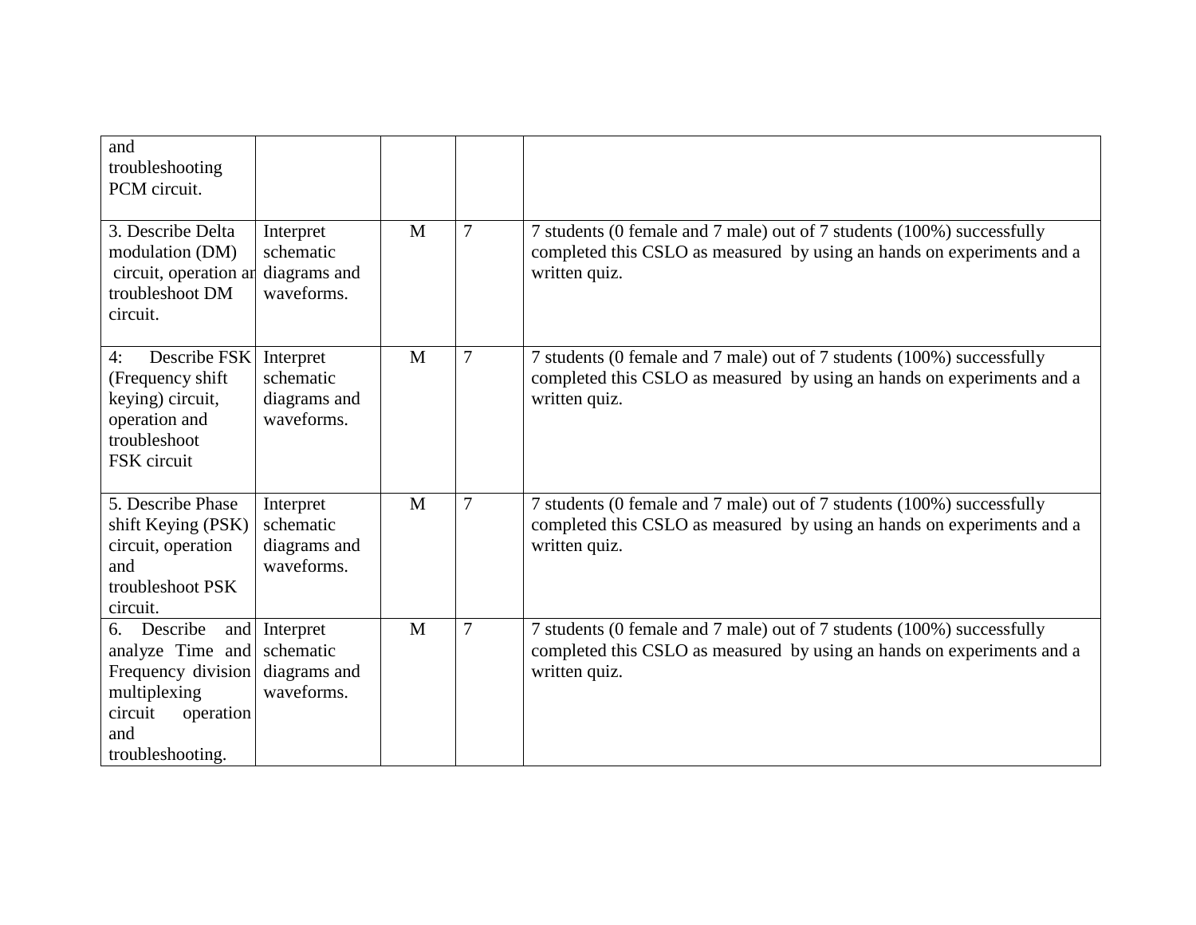| | | | | |
|---|---|---|---|---|
| and troubleshooting PCM circuit. | | | | |
| 3. Describe Delta modulation (DM) circuit, operation ar troubleshoot DM circuit. | Interpret schematic diagrams and waveforms. | M | 7 | 7 students (0 female and 7 male) out of 7 students (100%) successfully completed this CSLO as measured by using an hands on experiments and a written quiz. |
| 4: Describe FSK (Frequency shift keying) circuit, operation and troubleshoot FSK circuit | Interpret schematic diagrams and waveforms. | M | 7 | 7 students (0 female and 7 male) out of 7 students (100%) successfully completed this CSLO as measured by using an hands on experiments and a written quiz. |
| 5. Describe Phase shift Keying (PSK) circuit, operation and troubleshoot PSK circuit. | Interpret schematic diagrams and waveforms. | M | 7 | 7 students (0 female and 7 male) out of 7 students (100%) successfully completed this CSLO as measured by using an hands on experiments and a written quiz. |
| 6. Describe and analyze Time and Frequency division multiplexing circuit operation and troubleshooting. | Interpret schematic diagrams and waveforms. | M | 7 | 7 students (0 female and 7 male) out of 7 students (100%) successfully completed this CSLO as measured by using an hands on experiments and a written quiz. |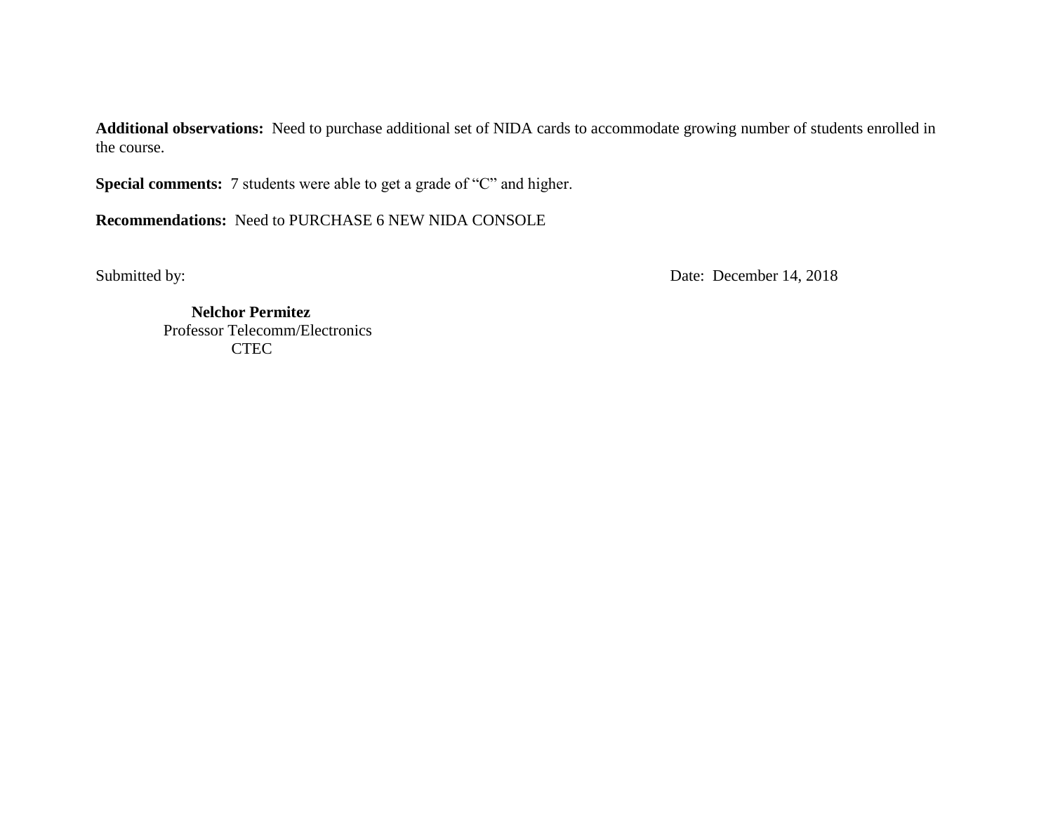**Additional observations:** Need to purchase additional set of NIDA cards to accommodate growing number of students enrolled in the course.

**Special comments:** 7 students were able to get a grade of "C" and higher.

**Recommendations:** Need to PURCHASE 6 NEW NIDA CONSOLE

Submitted by: Date: December 14, 2018

**Nelchor Permitez**
Professor Telecomm/Electronics
CTEC